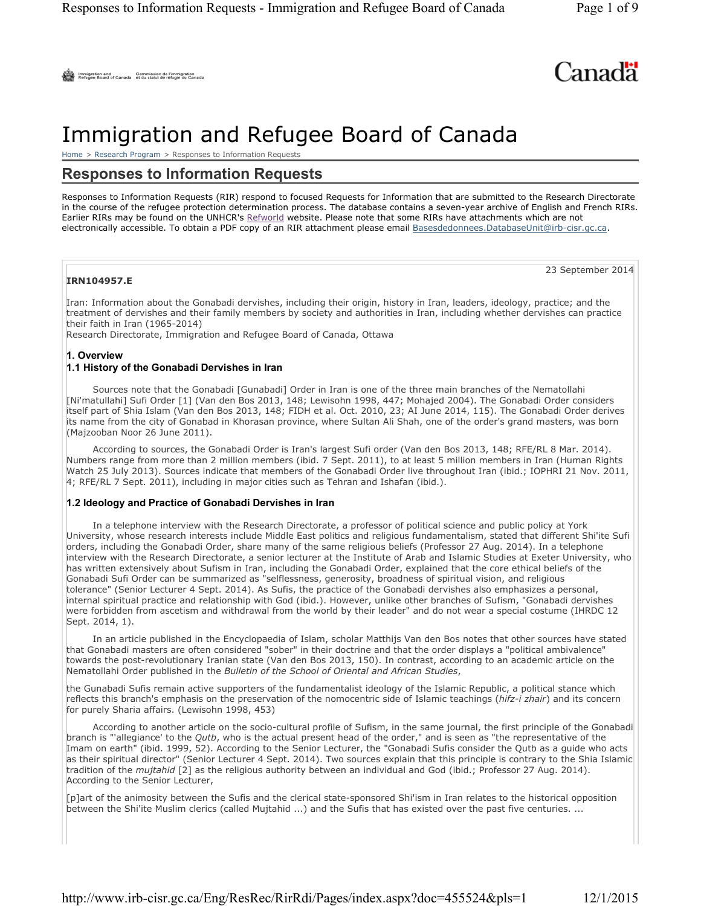# Immigration and Refugee Board of Canada

Home > Research Program > Responses to Information Requests

## Responses to Information Requests

Responses to Information Requests (RIR) respond to focused Requests for Information that are submitted to the Research Directorate in the course of the refugee protection determination process. The database contains a seven-year archive of English and French RIRs. Earlier RIRs may be found on the UNHCR's Refworld website. Please note that some RIRs have attachments which are not electronically accessible. To obtain a PDF copy of an RIR attachment please email Basesdedonnees.DatabaseUnit@irb-cisr.gc.ca.

23 September 2014

**IRN104957.E**

Iran: Information about the Gonabadi dervishes, including their origin, history in Iran, leaders, ideology, practice; and the treatment of dervishes and their family members by society and authorities in Iran, including whether dervishes can practice their faith in Iran (1965-2014)
Research Directorate, Immigration and Refugee Board of Canada, Ottawa

### 1. Overview

### 1.1 History of the Gonabadi Dervishes in Iran

Sources note that the Gonabadi [Gunabadi] Order in Iran is one of the three main branches of the Nematollahi [Ni'matullahi] Sufi Order [1] (Van den Bos 2013, 148; Lewisohn 1998, 447; Mohajed 2004). The Gonabadi Order considers itself part of Shia Islam (Van den Bos 2013, 148; FIDH et al. Oct. 2010, 23; AI June 2014, 115). The Gonabadi Order derives its name from the city of Gonabad in Khorasan province, where Sultan Ali Shah, one of the order's grand masters, was born (Majzooban Noor 26 June 2011).

According to sources, the Gonabadi Order is Iran's largest Sufi order (Van den Bos 2013, 148; RFE/RL 8 Mar. 2014). Numbers range from more than 2 million members (ibid. 7 Sept. 2011), to at least 5 million members in Iran (Human Rights Watch 25 July 2013). Sources indicate that members of the Gonabadi Order live throughout Iran (ibid.; IOPHRI 21 Nov. 2011, 4; RFE/RL 7 Sept. 2011), including in major cities such as Tehran and Ishafan (ibid.).

### 1.2 Ideology and Practice of Gonabadi Dervishes in Iran

In a telephone interview with the Research Directorate, a professor of political science and public policy at York University, whose research interests include Middle East politics and religious fundamentalism, stated that different Shi'ite Sufi orders, including the Gonabadi Order, share many of the same religious beliefs (Professor 27 Aug. 2014). In a telephone interview with the Research Directorate, a senior lecturer at the Institute of Arab and Islamic Studies at Exeter University, who has written extensively about Sufism in Iran, including the Gonabadi Order, explained that the core ethical beliefs of the Gonabadi Sufi Order can be summarized as "selflessness, generosity, broadness of spiritual vision, and religious tolerance" (Senior Lecturer 4 Sept. 2014). As Sufis, the practice of the Gonabadi dervishes also emphasizes a personal, internal spiritual practice and relationship with God (ibid.). However, unlike other branches of Sufism, "Gonabadi dervishes were forbidden from ascetism and withdrawal from the world by their leader" and do not wear a special costume (IHRDC 12 Sept. 2014, 1).

In an article published in the Encyclopaedia of Islam, scholar Matthijs Van den Bos notes that other sources have stated that Gonabadi masters are often considered "sober" in their doctrine and that the order displays a "political ambivalence" towards the post-revolutionary Iranian state (Van den Bos 2013, 150). In contrast, according to an academic article on the Nematollahi Order published in the *Bulletin of the School of Oriental and African Studies*,

the Gunabadi Sufis remain active supporters of the fundamentalist ideology of the Islamic Republic, a political stance which reflects this branch's emphasis on the preservation of the nomocentric side of Islamic teachings (*hifz-i zhair*) and its concern for purely Sharia affairs. (Lewisohn 1998, 453)

According to another article on the socio-cultural profile of Sufism, in the same journal, the first principle of the Gonabadi branch is "'allegiance' to the *Qutb*, who is the actual present head of the order," and is seen as "the representative of the Imam on earth" (ibid. 1999, 52). According to the Senior Lecturer, the "Gonabadi Sufis consider the Qutb as a guide who acts as their spiritual director" (Senior Lecturer 4 Sept. 2014). Two sources explain that this principle is contrary to the Shia Islamic tradition of the *mujtahid* [2] as the religious authority between an individual and God (ibid.; Professor 27 Aug. 2014). According to the Senior Lecturer,

[p]art of the animosity between the Sufis and the clerical state-sponsored Shi'ism in Iran relates to the historical opposition between the Shi'ite Muslim clerics (called Mujtahid ...) and the Sufis that has existed over the past five centuries. ...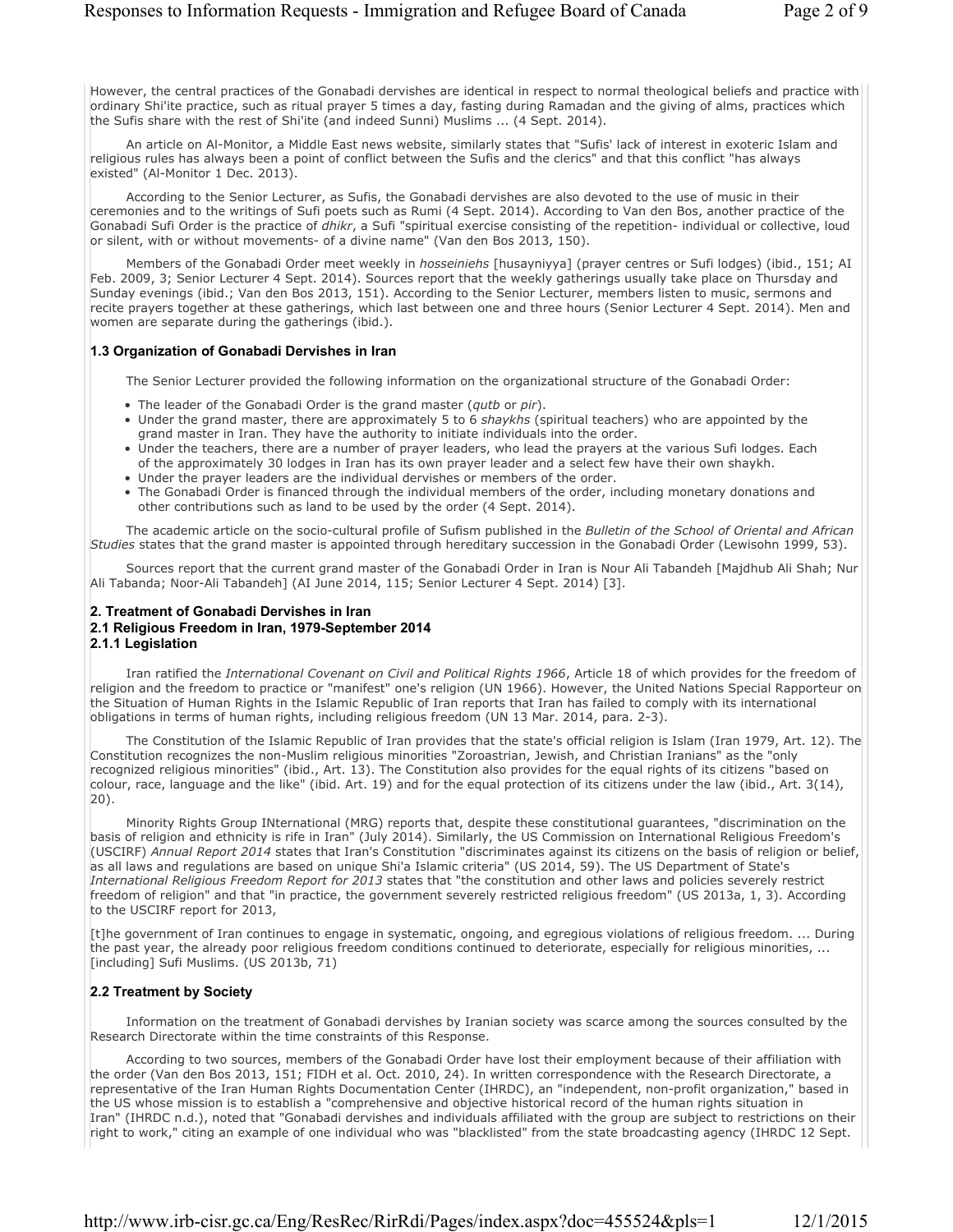However, the central practices of the Gonabadi dervishes are identical in respect to normal theological beliefs and practice with ordinary Shi'ite practice, such as ritual prayer 5 times a day, fasting during Ramadan and the giving of alms, practices which the Sufis share with the rest of Shi'ite (and indeed Sunni) Muslims ... (4 Sept. 2014).

An article on Al-Monitor, a Middle East news website, similarly states that "Sufis' lack of interest in exoteric Islam and religious rules has always been a point of conflict between the Sufis and the clerics" and that this conflict "has always existed" (Al-Monitor 1 Dec. 2013).

According to the Senior Lecturer, as Sufis, the Gonabadi dervishes are also devoted to the use of music in their ceremonies and to the writings of Sufi poets such as Rumi (4 Sept. 2014). According to Van den Bos, another practice of the Gonabadi Sufi Order is the practice of *dhikr*, a Sufi "spiritual exercise consisting of the repetition- individual or collective, loud or silent, with or without movements- of a divine name" (Van den Bos 2013, 150).

Members of the Gonabadi Order meet weekly in *hosseiniehs* [husayniyya] (prayer centres or Sufi lodges) (ibid., 151; AI Feb. 2009, 3; Senior Lecturer 4 Sept. 2014). Sources report that the weekly gatherings usually take place on Thursday and Sunday evenings (ibid.; Van den Bos 2013, 151). According to the Senior Lecturer, members listen to music, sermons and recite prayers together at these gatherings, which last between one and three hours (Senior Lecturer 4 Sept. 2014). Men and women are separate during the gatherings (ibid.).

### 1.3 Organization of Gonabadi Dervishes in Iran

The Senior Lecturer provided the following information on the organizational structure of the Gonabadi Order:

- The leader of the Gonabadi Order is the grand master (*qutb* or *pir*).
- Under the grand master, there are approximately 5 to 6 *shaykhs* (spiritual teachers) who are appointed by the grand master in Iran. They have the authority to initiate individuals into the order.
- Under the teachers, there are a number of prayer leaders, who lead the prayers at the various Sufi lodges. Each of the approximately 30 lodges in Iran has its own prayer leader and a select few have their own shaykh.
- Under the prayer leaders are the individual dervishes or members of the order.
- The Gonabadi Order is financed through the individual members of the order, including monetary donations and other contributions such as land to be used by the order (4 Sept. 2014).

The academic article on the socio-cultural profile of Sufism published in the *Bulletin of the School of Oriental and African Studies* states that the grand master is appointed through hereditary succession in the Gonabadi Order (Lewisohn 1999, 53).

Sources report that the current grand master of the Gonabadi Order in Iran is Nour Ali Tabandeh [Majdhub Ali Shah; Nur Ali Tabanda; Noor-Ali Tabandeh] (AI June 2014, 115; Senior Lecturer 4 Sept. 2014) [3].

## 2. Treatment of Gonabadi Dervishes in Iran

### 2.1 Religious Freedom in Iran, 1979-September 2014

#### 2.1.1 Legislation

Iran ratified the *International Covenant on Civil and Political Rights 1966*, Article 18 of which provides for the freedom of religion and the freedom to practice or "manifest" one's religion (UN 1966). However, the United Nations Special Rapporteur on the Situation of Human Rights in the Islamic Republic of Iran reports that Iran has failed to comply with its international obligations in terms of human rights, including religious freedom (UN 13 Mar. 2014, para. 2-3).

The Constitution of the Islamic Republic of Iran provides that the state's official religion is Islam (Iran 1979, Art. 12). The Constitution recognizes the non-Muslim religious minorities "Zoroastrian, Jewish, and Christian Iranians" as the "only recognized religious minorities" (ibid., Art. 13). The Constitution also provides for the equal rights of its citizens "based on colour, race, language and the like" (ibid. Art. 19) and for the equal protection of its citizens under the law (ibid., Art. 3(14), 20).

Minority Rights Group INternational (MRG) reports that, despite these constitutional guarantees, "discrimination on the basis of religion and ethnicity is rife in Iran" (July 2014). Similarly, the US Commission on International Religious Freedom's (USCIRF) *Annual Report 2014* states that Iran's Constitution "discriminates against its citizens on the basis of religion or belief, as all laws and regulations are based on unique Shi'a Islamic criteria" (US 2014, 59). The US Department of State's *International Religious Freedom Report for 2013* states that "the constitution and other laws and policies severely restrict freedom of religion" and that "in practice, the government severely restricted religious freedom" (US 2013a, 1, 3). According to the USCIRF report for 2013,

[t]he government of Iran continues to engage in systematic, ongoing, and egregious violations of religious freedom. ... During the past year, the already poor religious freedom conditions continued to deteriorate, especially for religious minorities, ... [including] Sufi Muslims. (US 2013b, 71)

### 2.2 Treatment by Society

Information on the treatment of Gonabadi dervishes by Iranian society was scarce among the sources consulted by the Research Directorate within the time constraints of this Response.

According to two sources, members of the Gonabadi Order have lost their employment because of their affiliation with the order (Van den Bos 2013, 151; FIDH et al. Oct. 2010, 24). In written correspondence with the Research Directorate, a representative of the Iran Human Rights Documentation Center (IHRDC), an "independent, non-profit organization," based in the US whose mission is to establish a "comprehensive and objective historical record of the human rights situation in Iran" (IHRDC n.d.), noted that "Gonabadi dervishes and individuals affiliated with the group are subject to restrictions on their right to work," citing an example of one individual who was "blacklisted" from the state broadcasting agency (IHRDC 12 Sept.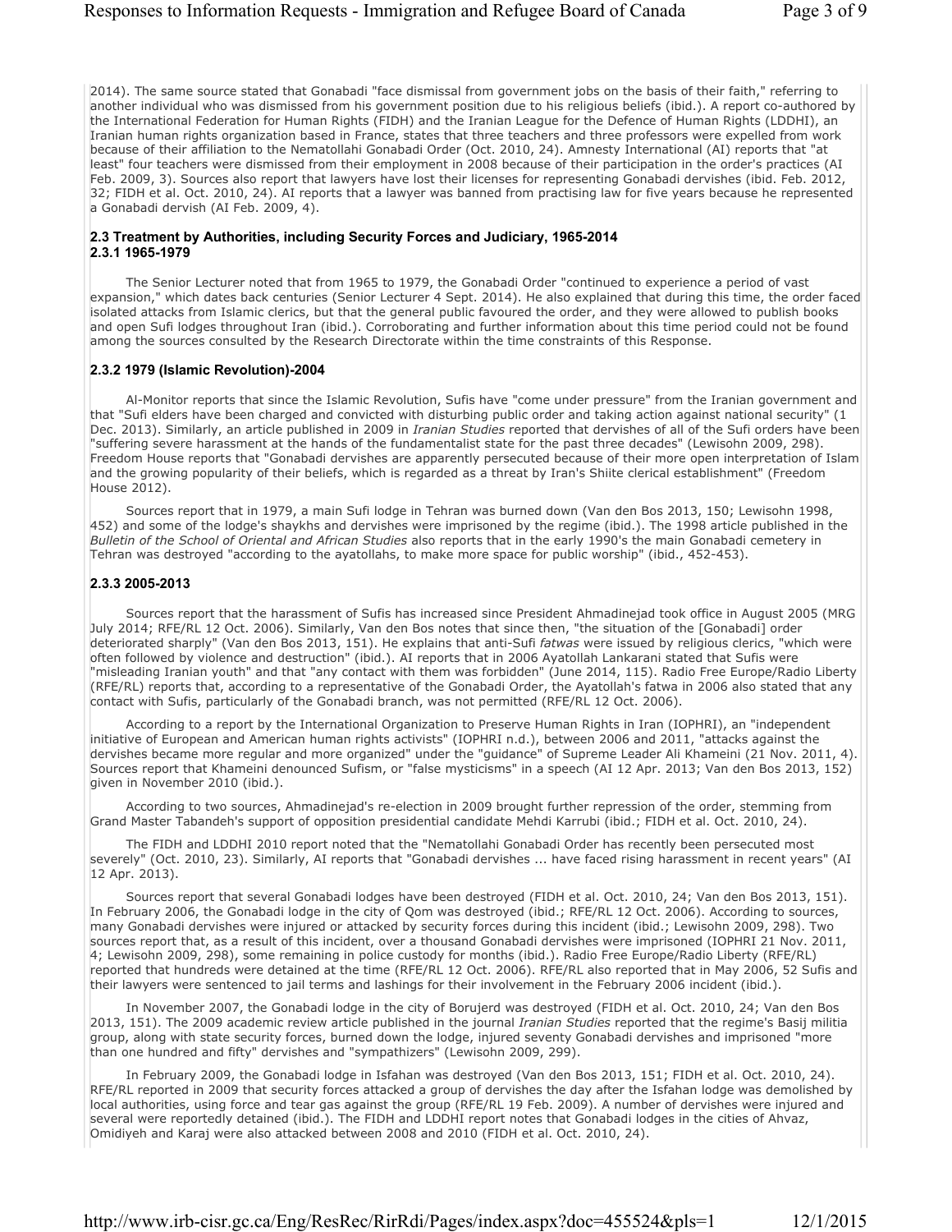2014). The same source stated that Gonabadi "face dismissal from government jobs on the basis of their faith," referring to another individual who was dismissed from his government position due to his religious beliefs (ibid.). A report co-authored by the International Federation for Human Rights (FIDH) and the Iranian League for the Defence of Human Rights (LDDHI), an Iranian human rights organization based in France, states that three teachers and three professors were expelled from work because of their affiliation to the Nematollahi Gonabadi Order (Oct. 2010, 24). Amnesty International (AI) reports that "at least" four teachers were dismissed from their employment in 2008 because of their participation in the order's practices (AI Feb. 2009, 3). Sources also report that lawyers have lost their licenses for representing Gonabadi dervishes (ibid. Feb. 2012, 32; FIDH et al. Oct. 2010, 24). AI reports that a lawyer was banned from practising law for five years because he represented a Gonabadi dervish (AI Feb. 2009, 4).

### 2.3 Treatment by Authorities, including Security Forces and Judiciary, 1965-2014

#### 2.3.1 1965-1979

The Senior Lecturer noted that from 1965 to 1979, the Gonabadi Order "continued to experience a period of vast expansion," which dates back centuries (Senior Lecturer 4 Sept. 2014). He also explained that during this time, the order faced isolated attacks from Islamic clerics, but that the general public favoured the order, and they were allowed to publish books and open Sufi lodges throughout Iran (ibid.). Corroborating and further information about this time period could not be found among the sources consulted by the Research Directorate within the time constraints of this Response.

#### 2.3.2 1979 (Islamic Revolution)-2004

Al-Monitor reports that since the Islamic Revolution, Sufis have "come under pressure" from the Iranian government and that "Sufi elders have been charged and convicted with disturbing public order and taking action against national security" (1 Dec. 2013). Similarly, an article published in 2009 in *Iranian Studies* reported that dervishes of all of the Sufi orders have been "suffering severe harassment at the hands of the fundamentalist state for the past three decades" (Lewisohn 2009, 298). Freedom House reports that "Gonabadi dervishes are apparently persecuted because of their more open interpretation of Islam and the growing popularity of their beliefs, which is regarded as a threat by Iran's Shiite clerical establishment" (Freedom House 2012).

Sources report that in 1979, a main Sufi lodge in Tehran was burned down (Van den Bos 2013, 150; Lewisohn 1998, 452) and some of the lodge's shaykhs and dervishes were imprisoned by the regime (ibid.). The 1998 article published in the *Bulletin of the School of Oriental and African Studies* also reports that in the early 1990's the main Gonabadi cemetery in Tehran was destroyed "according to the ayatollahs, to make more space for public worship" (ibid., 452-453).

#### 2.3.3 2005-2013

Sources report that the harassment of Sufis has increased since President Ahmadinejad took office in August 2005 (MRG July 2014; RFE/RL 12 Oct. 2006). Similarly, Van den Bos notes that since then, "the situation of the [Gonabadi] order deteriorated sharply" (Van den Bos 2013, 151). He explains that anti-Sufi *fatwas* were issued by religious clerics, "which were often followed by violence and destruction" (ibid.). AI reports that in 2006 Ayatollah Lankarani stated that Sufis were "misleading Iranian youth" and that "any contact with them was forbidden" (June 2014, 115). Radio Free Europe/Radio Liberty (RFE/RL) reports that, according to a representative of the Gonabadi Order, the Ayatollah's fatwa in 2006 also stated that any contact with Sufis, particularly of the Gonabadi branch, was not permitted (RFE/RL 12 Oct. 2006).

According to a report by the International Organization to Preserve Human Rights in Iran (IOPHRI), an "independent initiative of European and American human rights activists" (IOPHRI n.d.), between 2006 and 2011, "attacks against the dervishes became more regular and more organized" under the "guidance" of Supreme Leader Ali Khameini (21 Nov. 2011, 4). Sources report that Khameini denounced Sufism, or "false mysticisms" in a speech (AI 12 Apr. 2013; Van den Bos 2013, 152) given in November 2010 (ibid.).

According to two sources, Ahmadinejad's re-election in 2009 brought further repression of the order, stemming from Grand Master Tabandeh's support of opposition presidential candidate Mehdi Karrubi (ibid.; FIDH et al. Oct. 2010, 24).

The FIDH and LDDHI 2010 report noted that the "Nematollahi Gonabadi Order has recently been persecuted most severely" (Oct. 2010, 23). Similarly, AI reports that "Gonabadi dervishes ... have faced rising harassment in recent years" (AI 12 Apr. 2013).

Sources report that several Gonabadi lodges have been destroyed (FIDH et al. Oct. 2010, 24; Van den Bos 2013, 151). In February 2006, the Gonabadi lodge in the city of Qom was destroyed (ibid.; RFE/RL 12 Oct. 2006). According to sources, many Gonabadi dervishes were injured or attacked by security forces during this incident (ibid.; Lewisohn 2009, 298). Two sources report that, as a result of this incident, over a thousand Gonabadi dervishes were imprisoned (IOPHRI 21 Nov. 2011, 4; Lewisohn 2009, 298), some remaining in police custody for months (ibid.). Radio Free Europe/Radio Liberty (RFE/RL) reported that hundreds were detained at the time (RFE/RL 12 Oct. 2006). RFE/RL also reported that in May 2006, 52 Sufis and their lawyers were sentenced to jail terms and lashings for their involvement in the February 2006 incident (ibid.).

In November 2007, the Gonabadi lodge in the city of Borujerd was destroyed (FIDH et al. Oct. 2010, 24; Van den Bos 2013, 151). The 2009 academic review article published in the journal *Iranian Studies* reported that the regime's Basij militia group, along with state security forces, burned down the lodge, injured seventy Gonabadi dervishes and imprisoned "more than one hundred and fifty" dervishes and "sympathizers" (Lewisohn 2009, 299).

In February 2009, the Gonabadi lodge in Isfahan was destroyed (Van den Bos 2013, 151; FIDH et al. Oct. 2010, 24). RFE/RL reported in 2009 that security forces attacked a group of dervishes the day after the Isfahan lodge was demolished by local authorities, using force and tear gas against the group (RFE/RL 19 Feb. 2009). A number of dervishes were injured and several were reportedly detained (ibid.). The FIDH and LDDHI report notes that Gonabadi lodges in the cities of Ahvaz, Omidiyeh and Karaj were also attacked between 2008 and 2010 (FIDH et al. Oct. 2010, 24).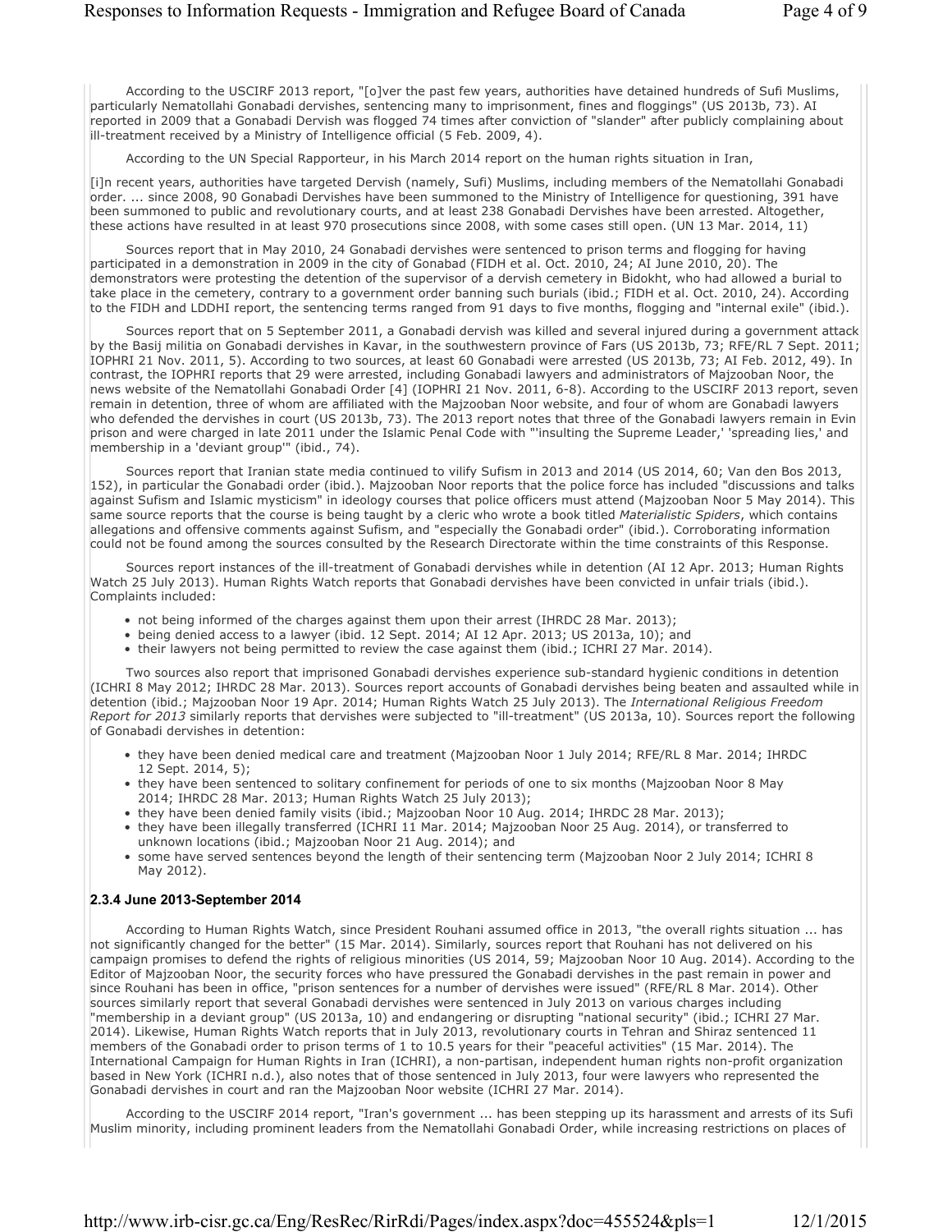According to the USCIRF 2013 report, "[o]ver the past few years, authorities have detained hundreds of Sufi Muslims, particularly Nematollahi Gonabadi dervishes, sentencing many to imprisonment, fines and floggings" (US 2013b, 73). AI reported in 2009 that a Gonabadi Dervish was flogged 74 times after conviction of "slander" after publicly complaining about ill-treatment received by a Ministry of Intelligence official (5 Feb. 2009, 4).

According to the UN Special Rapporteur, in his March 2014 report on the human rights situation in Iran,

[i]n recent years, authorities have targeted Dervish (namely, Sufi) Muslims, including members of the Nematollahi Gonabadi order. ... since 2008, 90 Gonabadi Dervishes have been summoned to the Ministry of Intelligence for questioning, 391 have been summoned to public and revolutionary courts, and at least 238 Gonabadi Dervishes have been arrested. Altogether, these actions have resulted in at least 970 prosecutions since 2008, with some cases still open. (UN 13 Mar. 2014, 11)

Sources report that in May 2010, 24 Gonabadi dervishes were sentenced to prison terms and flogging for having participated in a demonstration in 2009 in the city of Gonabad (FIDH et al. Oct. 2010, 24; AI June 2010, 20). The demonstrators were protesting the detention of the supervisor of a dervish cemetery in Bidokht, who had allowed a burial to take place in the cemetery, contrary to a government order banning such burials (ibid.; FIDH et al. Oct. 2010, 24). According to the FIDH and LDDHI report, the sentencing terms ranged from 91 days to five months, flogging and "internal exile" (ibid.).

Sources report that on 5 September 2011, a Gonabadi dervish was killed and several injured during a government attack by the Basij militia on Gonabadi dervishes in Kavar, in the southwestern province of Fars (US 2013b, 73; RFE/RL 7 Sept. 2011; IOPHRI 21 Nov. 2011, 5). According to two sources, at least 60 Gonabadi were arrested (US 2013b, 73; AI Feb. 2012, 49). In contrast, the IOPHRI reports that 29 were arrested, including Gonabadi lawyers and administrators of Majzooban Noor, the news website of the Nematollahi Gonabadi Order [4] (IOPHRI 21 Nov. 2011, 6-8). According to the USCIRF 2013 report, seven remain in detention, three of whom are affiliated with the Majzooban Noor website, and four of whom are Gonabadi lawyers who defended the dervishes in court (US 2013b, 73). The 2013 report notes that three of the Gonabadi lawyers remain in Evin prison and were charged in late 2011 under the Islamic Penal Code with "'insulting the Supreme Leader,' 'spreading lies,' and membership in a 'deviant group'" (ibid., 74).

Sources report that Iranian state media continued to vilify Sufism in 2013 and 2014 (US 2014, 60; Van den Bos 2013, 152), in particular the Gonabadi order (ibid.). Majzooban Noor reports that the police force has included "discussions and talks against Sufism and Islamic mysticism" in ideology courses that police officers must attend (Majzooban Noor 5 May 2014). This same source reports that the course is being taught by a cleric who wrote a book titled *Materialistic Spiders*, which contains allegations and offensive comments against Sufism, and "especially the Gonabadi order" (ibid.). Corroborating information could not be found among the sources consulted by the Research Directorate within the time constraints of this Response.

Sources report instances of the ill-treatment of Gonabadi dervishes while in detention (AI 12 Apr. 2013; Human Rights Watch 25 July 2013). Human Rights Watch reports that Gonabadi dervishes have been convicted in unfair trials (ibid.). Complaints included:

- not being informed of the charges against them upon their arrest (IHRDC 28 Mar. 2013);
- being denied access to a lawyer (ibid. 12 Sept. 2014; AI 12 Apr. 2013; US 2013a, 10); and
- their lawyers not being permitted to review the case against them (ibid.; ICHRI 27 Mar. 2014).

Two sources also report that imprisoned Gonabadi dervishes experience sub-standard hygienic conditions in detention (ICHRI 8 May 2012; IHRDC 28 Mar. 2013). Sources report accounts of Gonabadi dervishes being beaten and assaulted while in detention (ibid.; Majzooban Noor 19 Apr. 2014; Human Rights Watch 25 July 2013). The *International Religious Freedom Report for 2013* similarly reports that dervishes were subjected to "ill-treatment" (US 2013a, 10). Sources report the following of Gonabadi dervishes in detention:

- they have been denied medical care and treatment (Majzooban Noor 1 July 2014; RFE/RL 8 Mar. 2014; IHRDC 12 Sept. 2014, 5);
- they have been sentenced to solitary confinement for periods of one to six months (Majzooban Noor 8 May 2014; IHRDC 28 Mar. 2013; Human Rights Watch 25 July 2013);
- they have been denied family visits (ibid.; Majzooban Noor 10 Aug. 2014; IHRDC 28 Mar. 2013);
- they have been illegally transferred (ICHRI 11 Mar. 2014; Majzooban Noor 25 Aug. 2014), or transferred to unknown locations (ibid.; Majzooban Noor 21 Aug. 2014); and
- some have served sentences beyond the length of their sentencing term (Majzooban Noor 2 July 2014; ICHRI 8 May 2012).

#### 2.3.4 June 2013-September 2014

According to Human Rights Watch, since President Rouhani assumed office in 2013, "the overall rights situation ... has not significantly changed for the better" (15 Mar. 2014). Similarly, sources report that Rouhani has not delivered on his campaign promises to defend the rights of religious minorities (US 2014, 59; Majzooban Noor 10 Aug. 2014). According to the Editor of Majzooban Noor, the security forces who have pressured the Gonabadi dervishes in the past remain in power and since Rouhani has been in office, "prison sentences for a number of dervishes were issued" (RFE/RL 8 Mar. 2014). Other sources similarly report that several Gonabadi dervishes were sentenced in July 2013 on various charges including "membership in a deviant group" (US 2013a, 10) and endangering or disrupting "national security" (ibid.; ICHRI 27 Mar. 2014). Likewise, Human Rights Watch reports that in July 2013, revolutionary courts in Tehran and Shiraz sentenced 11 members of the Gonabadi order to prison terms of 1 to 10.5 years for their "peaceful activities" (15 Mar. 2014). The International Campaign for Human Rights in Iran (ICHRI), a non-partisan, independent human rights non-profit organization based in New York (ICHRI n.d.), also notes that of those sentenced in July 2013, four were lawyers who represented the Gonabadi dervishes in court and ran the Majzooban Noor website (ICHRI 27 Mar. 2014).

According to the USCIRF 2014 report, "Iran's government ... has been stepping up its harassment and arrests of its Sufi Muslim minority, including prominent leaders from the Nematollahi Gonabadi Order, while increasing restrictions on places of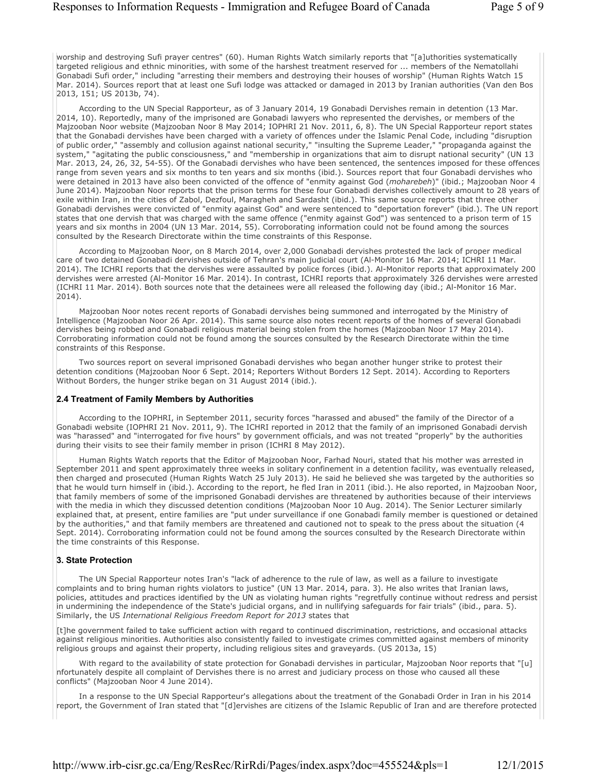worship and destroying Sufi prayer centres" (60). Human Rights Watch similarly reports that "[a]uthorities systematically targeted religious and ethnic minorities, with some of the harshest treatment reserved for ... members of the Nematollahi Gonabadi Sufi order," including "arresting their members and destroying their houses of worship" (Human Rights Watch 15 Mar. 2014). Sources report that at least one Sufi lodge was attacked or damaged in 2013 by Iranian authorities (Van den Bos 2013, 151; US 2013b, 74).

According to the UN Special Rapporteur, as of 3 January 2014, 19 Gonabadi Dervishes remain in detention (13 Mar. 2014, 10). Reportedly, many of the imprisoned are Gonabadi lawyers who represented the dervishes, or members of the Majzooban Noor website (Majzooban Noor 8 May 2014; IOPHRI 21 Nov. 2011, 6, 8). The UN Special Rapporteur report states that the Gonabadi dervishes have been charged with a variety of offences under the Islamic Penal Code, including "disruption of public order," "assembly and collusion against national security," "insulting the Supreme Leader," "propaganda against the system," "agitating the public consciousness," and "membership in organizations that aim to disrupt national security" (UN 13 Mar. 2013, 24, 26, 32, 54-55). Of the Gonabadi dervishes who have been sentenced, the sentences imposed for these offences range from seven years and six months to ten years and six months (ibid.). Sources report that four Gonabadi dervishes who were detained in 2013 have also been convicted of the offence of "enmity against God (*moharebeh*)" (ibid.; Majzooban Noor 4 June 2014). Majzooban Noor reports that the prison terms for these four Gonabadi dervishes collectively amount to 28 years of exile within Iran, in the cities of Zabol, Dezfoul, Maragheh and Sardasht (ibid.). This same source reports that three other Gonabadi dervishes were convicted of "enmity against God" and were sentenced to "deportation forever" (ibid.). The UN report states that one dervish that was charged with the same offence ("enmity against God") was sentenced to a prison term of 15 years and six months in 2004 (UN 13 Mar. 2014, 55). Corroborating information could not be found among the sources consulted by the Research Directorate within the time constraints of this Response.

According to Majzooban Noor, on 8 March 2014, over 2,000 Gonabadi dervishes protested the lack of proper medical care of two detained Gonabadi dervishes outside of Tehran's main judicial court (Al-Monitor 16 Mar. 2014; ICHRI 11 Mar. 2014). The ICHRI reports that the dervishes were assaulted by police forces (ibid.). Al-Monitor reports that approximately 200 dervishes were arrested (Al-Monitor 16 Mar. 2014). In contrast, ICHRI reports that approximately 326 dervishes were arrested (ICHRI 11 Mar. 2014). Both sources note that the detainees were all released the following day (ibid.; Al-Monitor 16 Mar. 2014).

Majzooban Noor notes recent reports of Gonabadi dervishes being summoned and interrogated by the Ministry of Intelligence (Majzooban Noor 26 Apr. 2014). This same source also notes recent reports of the homes of several Gonabadi dervishes being robbed and Gonabadi religious material being stolen from the homes (Majzooban Noor 17 May 2014). Corroborating information could not be found among the sources consulted by the Research Directorate within the time constraints of this Response.

Two sources report on several imprisoned Gonabadi dervishes who began another hunger strike to protest their detention conditions (Majzooban Noor 6 Sept. 2014; Reporters Without Borders 12 Sept. 2014). According to Reporters Without Borders, the hunger strike began on 31 August 2014 (ibid.).

### 2.4 Treatment of Family Members by Authorities

According to the IOPHRI, in September 2011, security forces "harassed and abused" the family of the Director of a Gonabadi website (IOPHRI 21 Nov. 2011, 9). The ICHRI reported in 2012 that the family of an imprisoned Gonabadi dervish was "harassed" and "interrogated for five hours" by government officials, and was not treated "properly" by the authorities during their visits to see their family member in prison (ICHRI 8 May 2012).

Human Rights Watch reports that the Editor of Majzooban Noor, Farhad Nouri, stated that his mother was arrested in September 2011 and spent approximately three weeks in solitary confinement in a detention facility, was eventually released, then charged and prosecuted (Human Rights Watch 25 July 2013). He said he believed she was targeted by the authorities so that he would turn himself in (ibid.). According to the report, he fled Iran in 2011 (ibid.). He also reported, in Majzooban Noor, that family members of some of the imprisoned Gonabadi dervishes are threatened by authorities because of their interviews with the media in which they discussed detention conditions (Majzooban Noor 10 Aug. 2014). The Senior Lecturer similarly explained that, at present, entire families are "put under surveillance if one Gonabadi family member is questioned or detained by the authorities," and that family members are threatened and cautioned not to speak to the press about the situation (4 Sept. 2014). Corroborating information could not be found among the sources consulted by the Research Directorate within the time constraints of this Response.

## 3. State Protection

The UN Special Rapporteur notes Iran's "lack of adherence to the rule of law, as well as a failure to investigate complaints and to bring human rights violators to justice" (UN 13 Mar. 2014, para. 3). He also writes that Iranian laws, policies, attitudes and practices identified by the UN as violating human rights "regretfully continue without redress and persist in undermining the independence of the State's judicial organs, and in nullifying safeguards for fair trials" (ibid., para. 5). Similarly, the US *International Religious Freedom Report for 2013* states that

[t]he government failed to take sufficient action with regard to continued discrimination, restrictions, and occasional attacks against religious minorities. Authorities also consistently failed to investigate crimes committed against members of minority religious groups and against their property, including religious sites and graveyards. (US 2013a, 15)

With regard to the availability of state protection for Gonabadi dervishes in particular, Majzooban Noor reports that "[u]nfortunately despite all complaint of Dervishes there is no arrest and judiciary process on those who caused all these conflicts" (Majzooban Noor 4 June 2014).

In a response to the UN Special Rapporteur's allegations about the treatment of the Gonabadi Order in Iran in his 2014 report, the Government of Iran stated that "[d]ervishes are citizens of the Islamic Republic of Iran and are therefore protected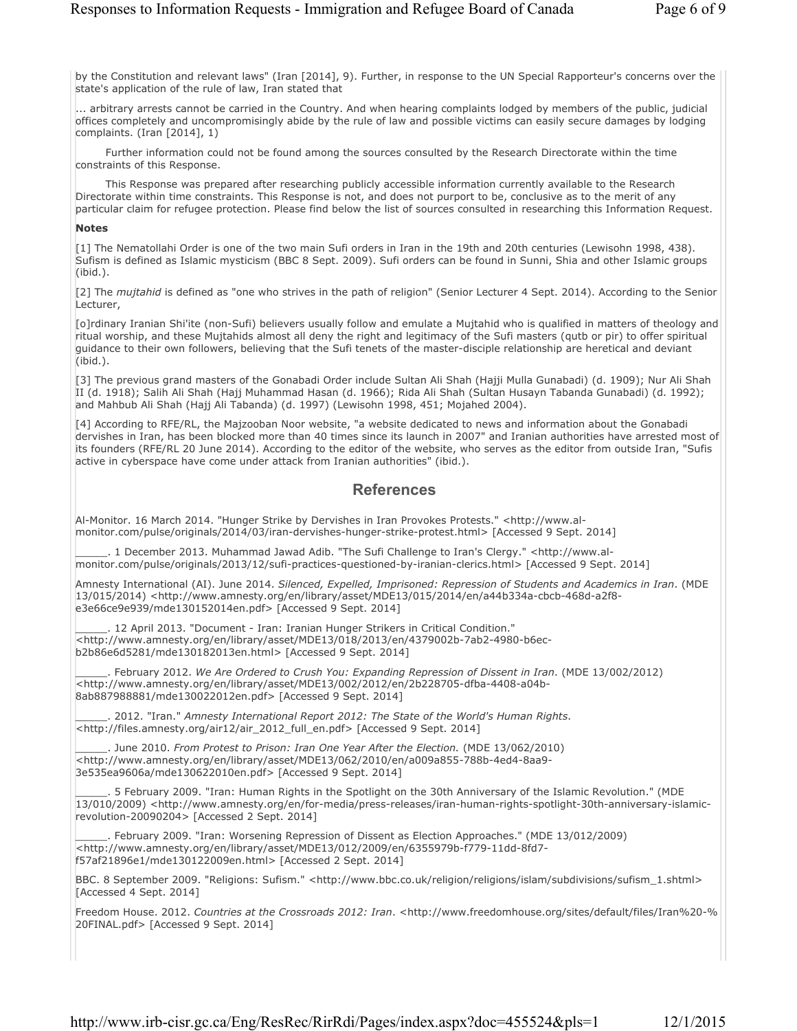by the Constitution and relevant laws" (Iran [2014], 9). Further, in response to the UN Special Rapporteur's concerns over the state's application of the rule of law, Iran stated that

... arbitrary arrests cannot be carried in the Country. And when hearing complaints lodged by members of the public, judicial offices completely and uncompromisingly abide by the rule of law and possible victims can easily secure damages by lodging complaints. (Iran [2014], 1)

Further information could not be found among the sources consulted by the Research Directorate within the time constraints of this Response.

This Response was prepared after researching publicly accessible information currently available to the Research Directorate within time constraints. This Response is not, and does not purport to be, conclusive as to the merit of any particular claim for refugee protection. Please find below the list of sources consulted in researching this Information Request.

**Notes**

[1] The Nematollahi Order is one of the two main Sufi orders in Iran in the 19th and 20th centuries (Lewisohn 1998, 438). Sufism is defined as Islamic mysticism (BBC 8 Sept. 2009). Sufi orders can be found in Sunni, Shia and other Islamic groups (ibid.).

[2] The *mujtahid* is defined as "one who strives in the path of religion" (Senior Lecturer 4 Sept. 2014). According to the Senior Lecturer,

[o]rdinary Iranian Shi'ite (non-Sufi) believers usually follow and emulate a Mujtahid who is qualified in matters of theology and ritual worship, and these Mujtahids almost all deny the right and legitimacy of the Sufi masters (qutb or pir) to offer spiritual guidance to their own followers, believing that the Sufi tenets of the master-disciple relationship are heretical and deviant (ibid.).

[3] The previous grand masters of the Gonabadi Order include Sultan Ali Shah (Hajji Mulla Gunabadi) (d. 1909); Nur Ali Shah II (d. 1918); Salih Ali Shah (Hajj Muhammad Hasan (d. 1966); Rida Ali Shah (Sultan Husayn Tabanda Gunabadi) (d. 1992); and Mahbub Ali Shah (Hajj Ali Tabanda) (d. 1997) (Lewisohn 1998, 451; Mojahed 2004).

[4] According to RFE/RL, the Majzooban Noor website, "a website dedicated to news and information about the Gonabadi dervishes in Iran, has been blocked more than 40 times since its launch in 2007" and Iranian authorities have arrested most of its founders (RFE/RL 20 June 2014). According to the editor of the website, who serves as the editor from outside Iran, "Sufis active in cyberspace have come under attack from Iranian authorities" (ibid.).

## References

Al-Monitor. 16 March 2014. "Hunger Strike by Dervishes in Iran Provokes Protests." <http://www.al-monitor.com/pulse/originals/2014/03/iran-dervishes-hunger-strike-protest.html> [Accessed 9 Sept. 2014]

_____. 1 December 2013. Muhammad Jawad Adib. "The Sufi Challenge to Iran's Clergy." <http://www.al-monitor.com/pulse/originals/2013/12/sufi-practices-questioned-by-iranian-clerics.html> [Accessed 9 Sept. 2014]

Amnesty International (AI). June 2014. *Silenced, Expelled, Imprisoned: Repression of Students and Academics in Iran*. (MDE 13/015/2014) <http://www.amnesty.org/en/library/asset/MDE13/015/2014/en/a44b334a-cbcb-468d-a2f8-e3e66ce9e939/mde130152014en.pdf> [Accessed 9 Sept. 2014]

_____. 12 April 2013. "Document - Iran: Iranian Hunger Strikers in Critical Condition." <http://www.amnesty.org/en/library/asset/MDE13/018/2013/en/4379002b-7ab2-4980-b6ec-b2b86e6d5281/mde130182013en.html> [Accessed 9 Sept. 2014]

_____. February 2012. *We Are Ordered to Crush You: Expanding Repression of Dissent in Iran*. (MDE 13/002/2012) <http://www.amnesty.org/en/library/asset/MDE13/002/2012/en/2b228705-dfba-4408-a04b-8ab887988881/mde130022012en.pdf> [Accessed 9 Sept. 2014]

_____. 2012. "Iran." *Amnesty International Report 2012: The State of the World's Human Rights*. <http://files.amnesty.org/air12/air_2012_full_en.pdf> [Accessed 9 Sept. 2014]

_____. June 2010. *From Protest to Prison: Iran One Year After the Election.* (MDE 13/062/2010) <http://www.amnesty.org/en/library/asset/MDE13/062/2010/en/a009a855-788b-4ed4-8aa9-3e535ea9606a/mde130622010en.pdf> [Accessed 9 Sept. 2014]

_____. 5 February 2009. "Iran: Human Rights in the Spotlight on the 30th Anniversary of the Islamic Revolution." (MDE 13/010/2009) <http://www.amnesty.org/en/for-media/press-releases/iran-human-rights-spotlight-30th-anniversary-islamic-revolution-20090204> [Accessed 2 Sept. 2014]

_____. February 2009. "Iran: Worsening Repression of Dissent as Election Approaches." (MDE 13/012/2009) <http://www.amnesty.org/en/library/asset/MDE13/012/2009/en/6355979b-f779-11dd-8fd7-f57af21896e1/mde130122009en.html> [Accessed 2 Sept. 2014]

BBC. 8 September 2009. "Religions: Sufism." <http://www.bbc.co.uk/religion/religions/islam/subdivisions/sufism_1.shtml> [Accessed 4 Sept. 2014]

Freedom House. 2012. *Countries at the Crossroads 2012: Iran*. <http://www.freedomhouse.org/sites/default/files/Iran%20-%20FINAL.pdf> [Accessed 9 Sept. 2014]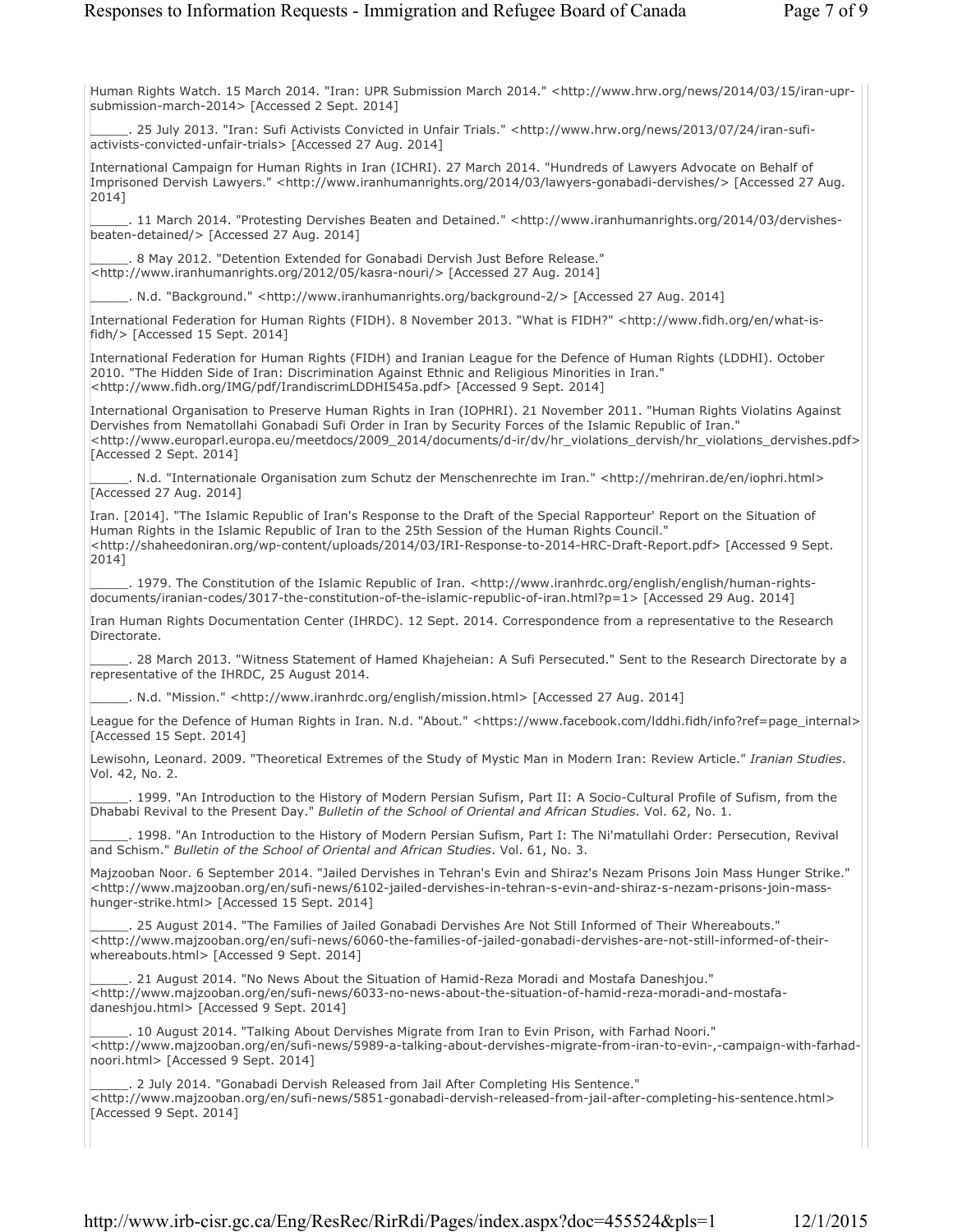Human Rights Watch. 15 March 2014. "Iran: UPR Submission March 2014." <http://www.hrw.org/news/2014/03/15/iran-upr-submission-march-2014> [Accessed 2 Sept. 2014]

_____. 25 July 2013. "Iran: Sufi Activists Convicted in Unfair Trials." <http://www.hrw.org/news/2013/07/24/iran-sufi-activists-convicted-unfair-trials> [Accessed 27 Aug. 2014]

International Campaign for Human Rights in Iran (ICHRI). 27 March 2014. "Hundreds of Lawyers Advocate on Behalf of Imprisoned Dervish Lawyers." <http://www.iranhumanrights.org/2014/03/lawyers-gonabadi-dervishes/> [Accessed 27 Aug. 2014]

_____. 11 March 2014. "Protesting Dervishes Beaten and Detained." <http://www.iranhumanrights.org/2014/03/dervishes-beaten-detained/> [Accessed 27 Aug. 2014]

_____. 8 May 2012. "Detention Extended for Gonabadi Dervish Just Before Release." <http://www.iranhumanrights.org/2012/05/kasra-nouri/> [Accessed 27 Aug. 2014]

_____. N.d. "Background." <http://www.iranhumanrights.org/background-2/> [Accessed 27 Aug. 2014]

International Federation for Human Rights (FIDH). 8 November 2013. "What is FIDH?" <http://www.fidh.org/en/what-is-fidh/> [Accessed 15 Sept. 2014]

International Federation for Human Rights (FIDH) and Iranian League for the Defence of Human Rights (LDDHI). October 2010. "The Hidden Side of Iran: Discrimination Against Ethnic and Religious Minorities in Iran." <http://www.fidh.org/IMG/pdf/IrandiscrimLDDHI545a.pdf> [Accessed 9 Sept. 2014]

International Organisation to Preserve Human Rights in Iran (IOPHRI). 21 November 2011. "Human Rights Violatins Against Dervishes from Nematollahi Gonabadi Sufi Order in Iran by Security Forces of the Islamic Republic of Iran." <http://www.europarl.europa.eu/meetdocs/2009_2014/documents/d-ir/dv/hr_violations_dervish/hr_violations_dervishes.pdf> [Accessed 2 Sept. 2014]

_____. N.d. "Internationale Organisation zum Schutz der Menschenrechte im Iran." <http://mehriran.de/en/iophri.html> [Accessed 27 Aug. 2014]

Iran. [2014]. "The Islamic Republic of Iran's Response to the Draft of the Special Rapporteur' Report on the Situation of Human Rights in the Islamic Republic of Iran to the 25th Session of the Human Rights Council." <http://shaheedoniran.org/wp-content/uploads/2014/03/IRI-Response-to-2014-HRC-Draft-Report.pdf> [Accessed 9 Sept. 2014]

_____. 1979. The Constitution of the Islamic Republic of Iran. <http://www.iranhrdc.org/english/english/human-rights-documents/iranian-codes/3017-the-constitution-of-the-islamic-republic-of-iran.html?p=1> [Accessed 29 Aug. 2014]

Iran Human Rights Documentation Center (IHRDC). 12 Sept. 2014. Correspondence from a representative to the Research Directorate.

_____. 28 March 2013. "Witness Statement of Hamed Khajeheian: A Sufi Persecuted." Sent to the Research Directorate by a representative of the IHRDC, 25 August 2014.

_____. N.d. "Mission." <http://www.iranhrdc.org/english/mission.html> [Accessed 27 Aug. 2014]

League for the Defence of Human Rights in Iran. N.d. "About." <https://www.facebook.com/lddhi.fidh/info?ref=page_internal> [Accessed 15 Sept. 2014]

Lewisohn, Leonard. 2009. "Theoretical Extremes of the Study of Mystic Man in Modern Iran: Review Article." *Iranian Studies*. Vol. 42, No. 2.

_____. 1999. "An Introduction to the History of Modern Persian Sufism, Part II: A Socio-Cultural Profile of Sufism, from the Dhababi Revival to the Present Day." *Bulletin of the School of Oriental and African Studies*. Vol. 62, No. 1.

_____. 1998. "An Introduction to the History of Modern Persian Sufism, Part I: The Ni'matullahi Order: Persecution, Revival and Schism." *Bulletin of the School of Oriental and African Studies*. Vol. 61, No. 3.

Majzooban Noor. 6 September 2014. "Jailed Dervishes in Tehran's Evin and Shiraz's Nezam Prisons Join Mass Hunger Strike." <http://www.majzooban.org/en/sufi-news/6102-jailed-dervishes-in-tehran-s-evin-and-shiraz-s-nezam-prisons-join-mass-hunger-strike.html> [Accessed 15 Sept. 2014]

_____. 25 August 2014. "The Families of Jailed Gonabadi Dervishes Are Not Still Informed of Their Whereabouts." <http://www.majzooban.org/en/sufi-news/6060-the-families-of-jailed-gonabadi-dervishes-are-not-still-informed-of-their-whereabouts.html> [Accessed 9 Sept. 2014]

_____. 21 August 2014. "No News About the Situation of Hamid-Reza Moradi and Mostafa Daneshjou." <http://www.majzooban.org/en/sufi-news/6033-no-news-about-the-situation-of-hamid-reza-moradi-and-mostafa-daneshjou.html> [Accessed 9 Sept. 2014]

_____. 10 August 2014. "Talking About Dervishes Migrate from Iran to Evin Prison, with Farhad Noori." <http://www.majzooban.org/en/sufi-news/5989-a-talking-about-dervishes-migrate-from-iran-to-evin-,-campaign-with-farhad-noori.html> [Accessed 9 Sept. 2014]

_____. 2 July 2014. "Gonabadi Dervish Released from Jail After Completing His Sentence." <http://www.majzooban.org/en/sufi-news/5851-gonabadi-dervish-released-from-jail-after-completing-his-sentence.html> [Accessed 9 Sept. 2014]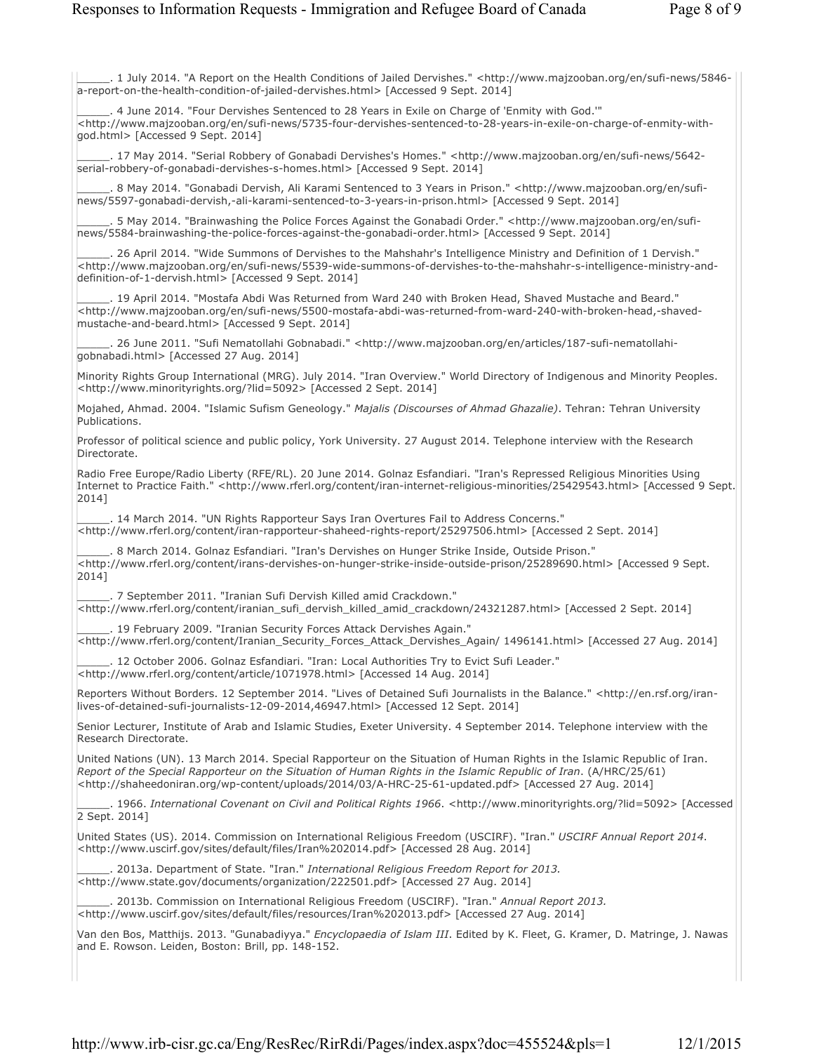_____. 1 July 2014. "A Report on the Health Conditions of Jailed Dervishes." <http://www.majzooban.org/en/sufi-news/5846-a-report-on-the-health-condition-of-jailed-dervishes.html> [Accessed 9 Sept. 2014]

_____. 4 June 2014. "Four Dervishes Sentenced to 28 Years in Exile on Charge of 'Enmity with God.'" <http://www.majzooban.org/en/sufi-news/5735-four-dervishes-sentenced-to-28-years-in-exile-on-charge-of-enmity-with-god.html> [Accessed 9 Sept. 2014]

_____. 17 May 2014. "Serial Robbery of Gonabadi Dervishes's Homes." <http://www.majzooban.org/en/sufi-news/5642-serial-robbery-of-gonabadi-dervishes-s-homes.html> [Accessed 9 Sept. 2014]

_____. 8 May 2014. "Gonabadi Dervish, Ali Karami Sentenced to 3 Years in Prison." <http://www.majzooban.org/en/sufi-news/5597-gonabadi-dervish,-ali-karami-sentenced-to-3-years-in-prison.html> [Accessed 9 Sept. 2014]

_____. 5 May 2014. "Brainwashing the Police Forces Against the Gonabadi Order." <http://www.majzooban.org/en/sufi-news/5584-brainwashing-the-police-forces-against-the-gonabadi-order.html> [Accessed 9 Sept. 2014]

_____. 26 April 2014. "Wide Summons of Dervishes to the Mahshahr's Intelligence Ministry and Definition of 1 Dervish." <http://www.majzooban.org/en/sufi-news/5539-wide-summons-of-dervishes-to-the-mahshahr-s-intelligence-ministry-and-definition-of-1-dervish.html> [Accessed 9 Sept. 2014]

_____. 19 April 2014. "Mostafa Abdi Was Returned from Ward 240 with Broken Head, Shaved Mustache and Beard." <http://www.majzooban.org/en/sufi-news/5500-mostafa-abdi-was-returned-from-ward-240-with-broken-head,-shaved-mustache-and-beard.html> [Accessed 9 Sept. 2014]

_____. 26 June 2011. "Sufi Nematollahi Gobnabadi." <http://www.majzooban.org/en/articles/187-sufi-nematollahi-gobnabadi.html> [Accessed 27 Aug. 2014]

Minority Rights Group International (MRG). July 2014. "Iran Overview." World Directory of Indigenous and Minority Peoples. <http://www.minorityrights.org/?lid=5092> [Accessed 2 Sept. 2014]

Mojahed, Ahmad. 2004. "Islamic Sufism Geneology." *Majalis (Discourses of Ahmad Ghazalie)*. Tehran: Tehran University Publications.

Professor of political science and public policy, York University. 27 August 2014. Telephone interview with the Research Directorate.

Radio Free Europe/Radio Liberty (RFE/RL). 20 June 2014. Golnaz Esfandiari. "Iran's Repressed Religious Minorities Using Internet to Practice Faith." <http://www.rferl.org/content/iran-internet-religious-minorities/25429543.html> [Accessed 9 Sept. 2014]

_____. 14 March 2014. "UN Rights Rapporteur Says Iran Overtures Fail to Address Concerns." <http://www.rferl.org/content/iran-rapporteur-shaheed-rights-report/25297506.html> [Accessed 2 Sept. 2014]

_____. 8 March 2014. Golnaz Esfandiari. "Iran's Dervishes on Hunger Strike Inside, Outside Prison." <http://www.rferl.org/content/irans-dervishes-on-hunger-strike-inside-outside-prison/25289690.html> [Accessed 9 Sept. 2014]

_____. 7 September 2011. "Iranian Sufi Dervish Killed amid Crackdown." <http://www.rferl.org/content/iranian_sufi_dervish_killed_amid_crackdown/24321287.html> [Accessed 2 Sept. 2014]

_____. 19 February 2009. "Iranian Security Forces Attack Dervishes Again." <http://www.rferl.org/content/Iranian_Security_Forces_Attack_Dervishes_Again/ 1496141.html> [Accessed 27 Aug. 2014]

_____. 12 October 2006. Golnaz Esfandiari. "Iran: Local Authorities Try to Evict Sufi Leader." <http://www.rferl.org/content/article/1071978.html> [Accessed 14 Aug. 2014]

Reporters Without Borders. 12 September 2014. "Lives of Detained Sufi Journalists in the Balance." <http://en.rsf.org/iran-lives-of-detained-sufi-journalists-12-09-2014,46947.html> [Accessed 12 Sept. 2014]

Senior Lecturer, Institute of Arab and Islamic Studies, Exeter University. 4 September 2014. Telephone interview with the Research Directorate.

United Nations (UN). 13 March 2014. Special Rapporteur on the Situation of Human Rights in the Islamic Republic of Iran. *Report of the Special Rapporteur on the Situation of Human Rights in the Islamic Republic of Iran*. (A/HRC/25/61) <http://shaheedoniran.org/wp-content/uploads/2014/03/A-HRC-25-61-updated.pdf> [Accessed 27 Aug. 2014]

_____. 1966. *International Covenant on Civil and Political Rights 1966*. <http://www.minorityrights.org/?lid=5092> [Accessed 2 Sept. 2014]

United States (US). 2014. Commission on International Religious Freedom (USCIRF). "Iran." *USCIRF Annual Report 2014*. <http://www.uscirf.gov/sites/default/files/Iran%202014.pdf> [Accessed 28 Aug. 2014]

_____. 2013a. Department of State. "Iran." *International Religious Freedom Report for 2013.* <http://www.state.gov/documents/organization/222501.pdf> [Accessed 27 Aug. 2014]

_____. 2013b. Commission on International Religious Freedom (USCIRF). "Iran." *Annual Report 2013.* <http://www.uscirf.gov/sites/default/files/resources/Iran%202013.pdf> [Accessed 27 Aug. 2014]

Van den Bos, Matthijs. 2013. "Gunabadiyya." *Encyclopaedia of Islam III*. Edited by K. Fleet, G. Kramer, D. Matringe, J. Nawas and E. Rowson. Leiden, Boston: Brill, pp. 148-152.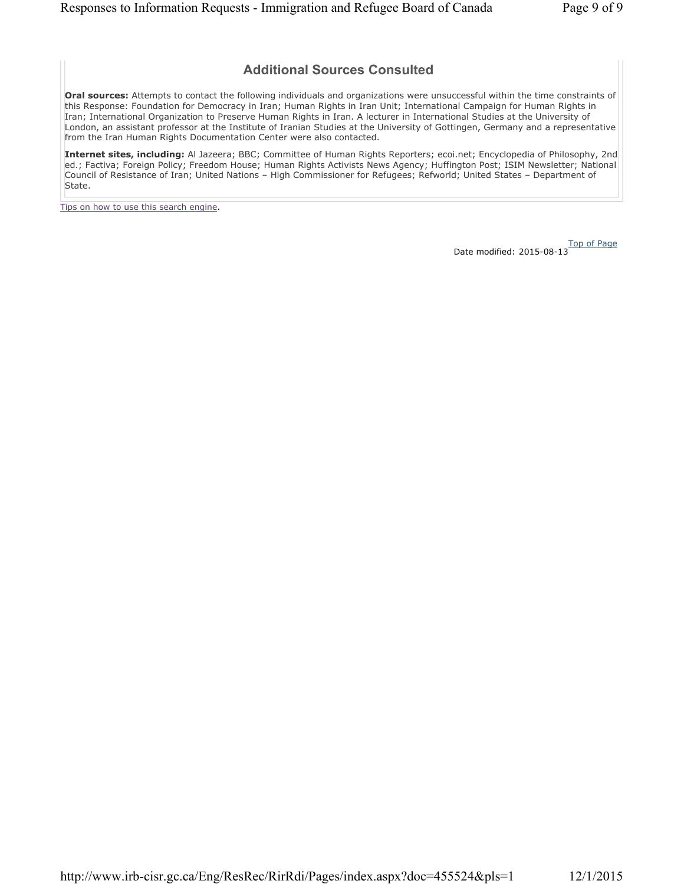## Additional Sources Consulted

**Oral sources:** Attempts to contact the following individuals and organizations were unsuccessful within the time constraints of this Response: Foundation for Democracy in Iran; Human Rights in Iran Unit; International Campaign for Human Rights in Iran; International Organization to Preserve Human Rights in Iran. A lecturer in International Studies at the University of London, an assistant professor at the Institute of Iranian Studies at the University of Gottingen, Germany and a representative from the Iran Human Rights Documentation Center were also contacted.

**Internet sites, including:** Al Jazeera; BBC; Committee of Human Rights Reporters; ecoi.net; Encyclopedia of Philosophy, 2nd ed.; Factiva; Foreign Policy; Freedom House; Human Rights Activists News Agency; Huffington Post; ISIM Newsletter; National Council of Resistance of Iran; United Nations – High Commissioner for Refugees; Refworld; United States – Department of State.

Tips on how to use this search engine.

Top of Page

Date modified: 2015-08-13